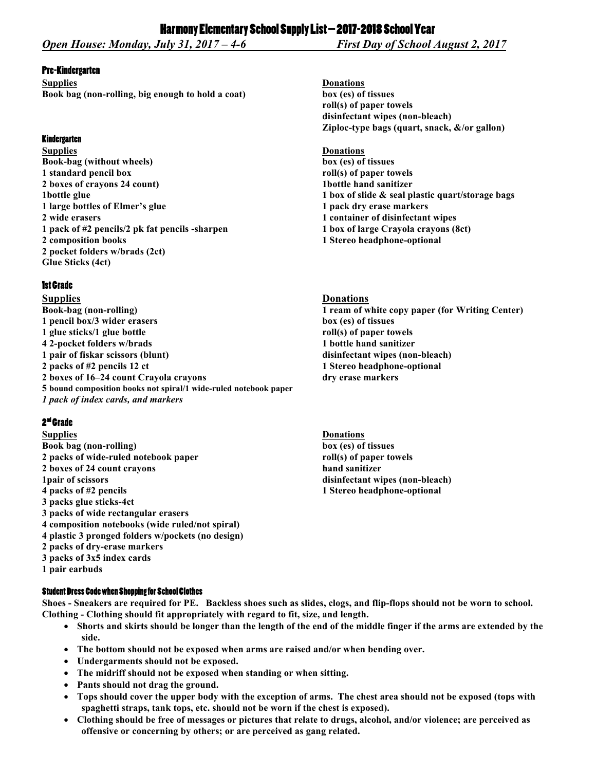# Harmony Elementary School Supply List – 2017-2018 School Year

***Open House: Monday, July 31, 2017 – 4-6*** ***First Day of School August 2, 2017***

## Pre-Kindergarten

**Supplies**

**Book bag (non-rolling, big enough to hold a coat)**

**Donations**

**box (es) of tissues**
**roll(s) of paper towels**
**disinfectant wipes (non-bleach)**
**Ziploc-type bags (quart, snack, &/or gallon)**

## Kindergarten

**Supplies**

**Book-bag (without wheels)**
**1 standard pencil box**
**2 boxes of crayons 24 count)**
**1bottle glue**
**1 large bottles of Elmer's glue**
**2 wide erasers**
**1 pack of #2 pencils/2 pk fat pencils -sharpen**
**2 composition books**
**2 pocket folders w/brads (2ct)**
**Glue Sticks (4ct)**

**Donations**

**box (es) of tissues**
**roll(s) of paper towels**
**1bottle hand sanitizer**
**1 box of slide & seal plastic quart/storage bags**
**1 pack dry erase markers**
**1 container of disinfectant wipes**
**1 box of large Crayola crayons (8ct)**
**1 Stereo headphone-optional**

## 1st Grade

**Supplies**

**Book-bag (non-rolling)**
**1 pencil box/3 wider erasers**
**1 glue sticks/1 glue bottle**
**4 2-pocket folders w/brads**
**1 pair of fiskar scissors (blunt)**
**2 packs of #2 pencils 12 ct**
**2 boxes of 16–24 count Crayola crayons**
**5 bound composition books not spiral/1 wide-ruled notebook paper**
***1 pack of index cards, and markers***

**Donations**

**1 ream of white copy paper (for Writing Center)**
**box (es) of tissues**
**roll(s) of paper towels**
**1 bottle hand sanitizer**
**disinfectant wipes (non-bleach)**
**1 Stereo headphone-optional**
**dry erase markers**

## 2nd Grade

**Supplies**

**Book bag (non-rolling)**
**2 packs of wide-ruled notebook paper**
**2 boxes of 24 count crayons**
**1pair of scissors**
**4 packs of #2 pencils**
**3 packs glue sticks-4ct**
**3 packs of wide rectangular erasers**
**4 composition notebooks (wide ruled/not spiral)**
**4 plastic 3 pronged folders w/pockets (no design)**
**2 packs of dry-erase markers**
**3 packs of 3x5 index cards**
**1 pair earbuds**

**Donations**

**box (es) of tissues**
**roll(s) of paper towels**
**hand sanitizer**
**disinfectant wipes (non-bleach)**
**1 Stereo headphone-optional**

## Student Dress Code when Shopping for School Clothes

**Shoes - Sneakers are required for PE. Backless shoes such as slides, clogs, and flip-flops should not be worn to school.**
**Clothing - Clothing should fit appropriately with regard to fit, size, and length.**

- **Shorts and skirts should be longer than the length of the end of the middle finger if the arms are extended by the side.**
- **The bottom should not be exposed when arms are raised and/or when bending over.**
- **Undergarments should not be exposed.**
- **The midriff should not be exposed when standing or when sitting.**
- **Pants should not drag the ground.**
- **Tops should cover the upper body with the exception of arms. The chest area should not be exposed (tops with spaghetti straps, tank tops, etc. should not be worn if the chest is exposed).**
- **Clothing should be free of messages or pictures that relate to drugs, alcohol, and/or violence; are perceived as offensive or concerning by others; or are perceived as gang related.**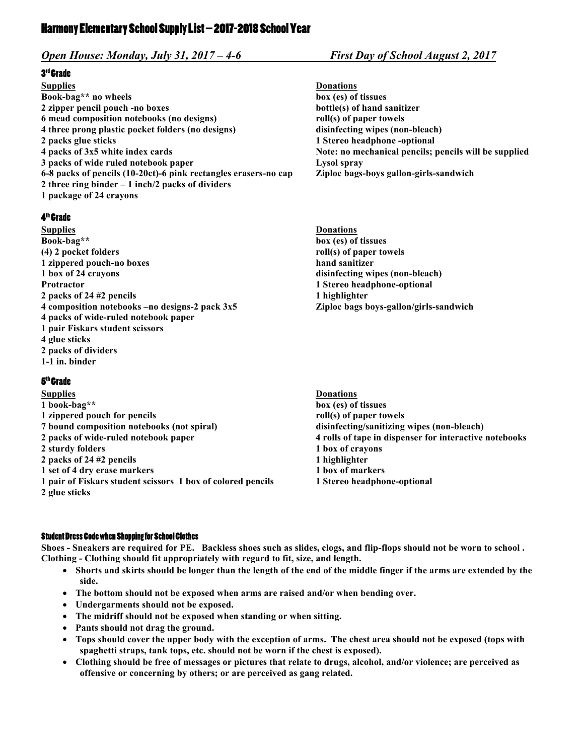# Harmony Elementary School Supply List – 2017-2018 School Year

***Open House: Monday, July 31, 2017 – 4-6*** ***First Day of School August 2, 2017***

## 3rd Grade

**Supplies**

**Book-bag** no wheels**
**2 zipper pencil pouch -no boxes**
**6 mead composition notebooks (no designs)**
**4 three prong plastic pocket folders (no designs)**
**2 packs glue sticks**
**4 packs of 3x5 white index cards**
**3 packs of wide ruled notebook paper**
**6-8 packs of pencils (10-20ct)-6 pink rectangles erasers-no cap**
**2 three ring binder – 1 inch/2 packs of dividers**
**1 package of 24 crayons**

**Donations**

**box (es) of tissues**
**bottle(s) of hand sanitizer**
**roll(s) of paper towels**
**disinfecting wipes (non-bleach)**
**1 Stereo headphone -optional**
**Note: no mechanical pencils; pencils will be supplied**
**Lysol spray**
**Ziploc bags-boys gallon-girls-sandwich**

## 4th Grade

**Supplies**

**Book-bag****
**(4) 2 pocket folders**
**1 zippered pouch-no boxes**
**1 box of 24 crayons**
**Protractor**
**2 packs of 24 #2 pencils**
**4 composition notebooks –no designs-2 pack 3x5**
**4 packs of wide-ruled notebook paper**
**1 pair Fiskars student scissors**
**4 glue sticks**
**2 packs of dividers**
**1-1 in. binder**

**Donations**

**box (es) of tissues**
**roll(s) of paper towels**
**hand sanitizer**
**disinfecting wipes (non-bleach)**
**1 Stereo headphone-optional**
**1 highlighter**
**Ziploc bags boys-gallon/girls-sandwich**

## 5th Grade

**Supplies**

**1 book-bag****
**1 zippered pouch for pencils**
**7 bound composition notebooks (not spiral)**
**2 packs of wide-ruled notebook paper**
**2 sturdy folders**
**2 packs of 24 #2 pencils**
**1 set of 4 dry erase markers**
**1 pair of Fiskars student scissors 1 box of colored pencils**
**2 glue sticks**

**Donations**

**box (es) of tissues**
**roll(s) of paper towels**
**disinfecting/sanitizing wipes (non-bleach)**
**4 rolls of tape in dispenser for interactive notebooks**
**1 box of crayons**
**1 highlighter**
**1 box of markers**
**1 Stereo headphone-optional**

#### Student Dress Code when Shopping for School Clothes

**Shoes - Sneakers are required for PE. Backless shoes such as slides, clogs, and flip-flops should not be worn to school .**
**Clothing - Clothing should fit appropriately with regard to fit, size, and length.**

- **Shorts and skirts should be longer than the length of the end of the middle finger if the arms are extended by the side.**
- **The bottom should not be exposed when arms are raised and/or when bending over.**
- **Undergarments should not be exposed.**
- **The midriff should not be exposed when standing or when sitting.**
- **Pants should not drag the ground.**
- **Tops should cover the upper body with the exception of arms. The chest area should not be exposed (tops with spaghetti straps, tank tops, etc. should not be worn if the chest is exposed).**
- **Clothing should be free of messages or pictures that relate to drugs, alcohol, and/or violence; are perceived as offensive or concerning by others; or are perceived as gang related.**